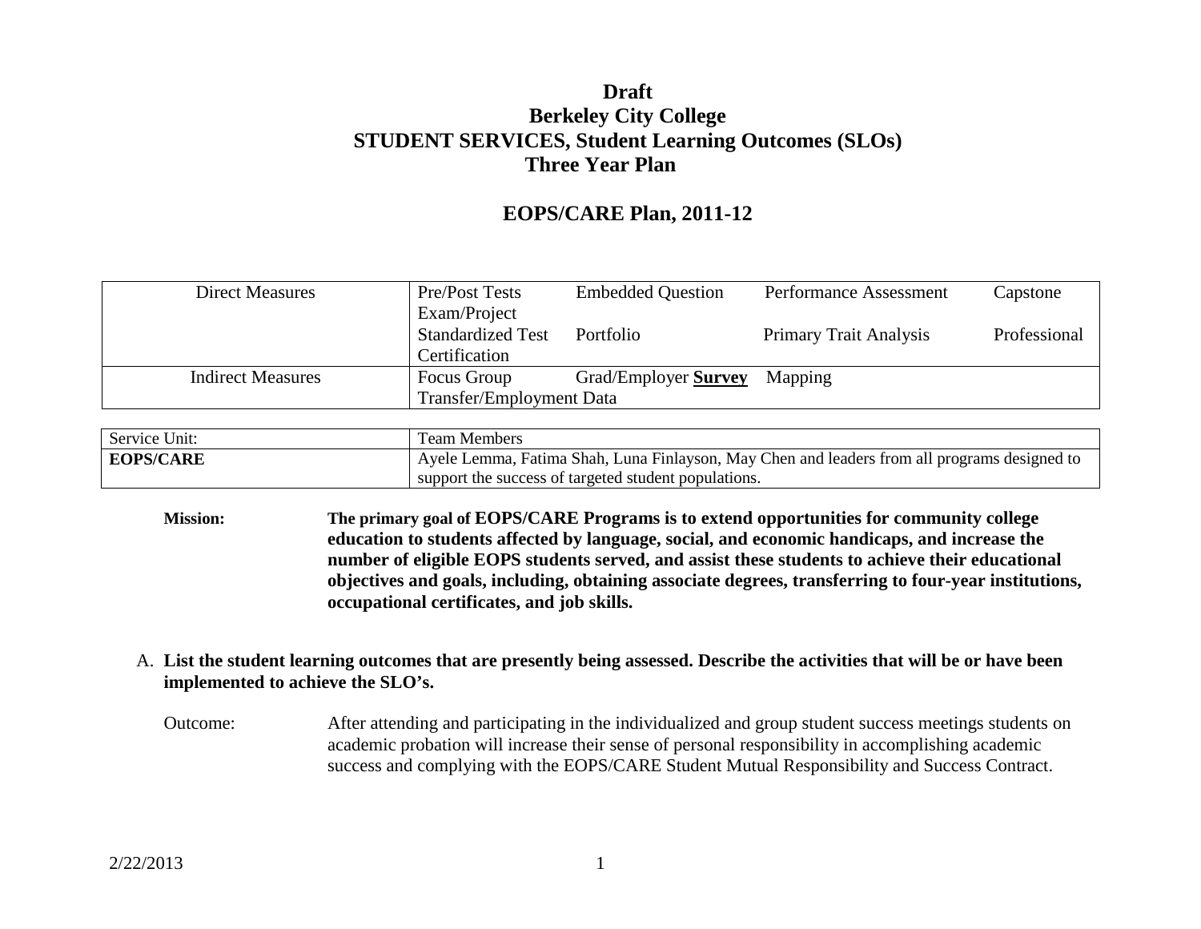# Draft
# Berkeley City College
# STUDENT SERVICES, Student Learning Outcomes (SLOs)
# Three Year Plan

## EOPS/CARE Plan, 2011-12

| Direct Measures | Pre/Post Tests Embedded Question Performance Assessment Capstone Exam/Project Standardized Test Portfolio Primary Trait Analysis Professional Certification |
|---|---|
| Indirect Measures | Focus Group Grad/Employer **Survey** Mapping Transfer/Employment Data |

| Service Unit: | Team Members |
|---|---|
| **EOPS/CARE** | Ayele Lemma, Fatima Shah, Luna Finlayson, May Chen and leaders from all programs designed to support the success of targeted student populations. |

**Mission:** **The primary goal of EOPS/CARE Programs is to extend opportunities for community college education to students affected by language, social, and economic handicaps, and increase the number of eligible EOPS students served, and assist these students to achieve their educational objectives and goals, including, obtaining associate degrees, transferring to four-year institutions, occupational certificates, and job skills.**

A. **List the student learning outcomes that are presently being assessed. Describe the activities that will be or have been implemented to achieve the SLO's.**

Outcome: After attending and participating in the individualized and group student success meetings students on academic probation will increase their sense of personal responsibility in accomplishing academic success and complying with the EOPS/CARE Student Mutual Responsibility and Success Contract.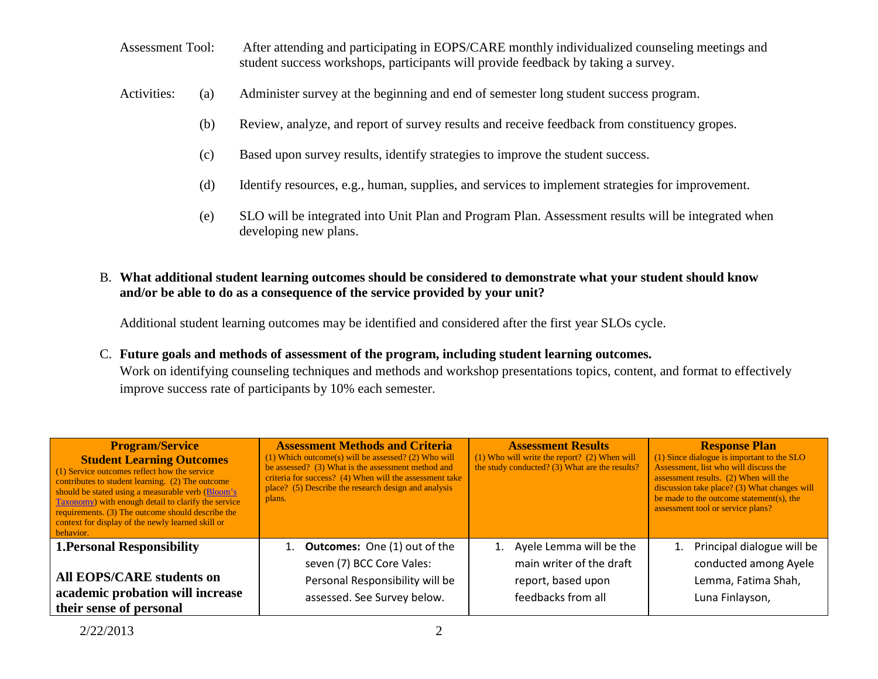Assessment Tool: After attending and participating in EOPS/CARE monthly individualized counseling meetings and student success workshops, participants will provide feedback by taking a survey.

Activities:

(a) Administer survey at the beginning and end of semester long student success program.

(b) Review, analyze, and report of survey results and receive feedback from constituency gropes.

(c) Based upon survey results, identify strategies to improve the student success.

(d) Identify resources, e.g., human, supplies, and services to implement strategies for improvement.

(e) SLO will be integrated into Unit Plan and Program Plan. Assessment results will be integrated when developing new plans.

B. **What additional student learning outcomes should be considered to demonstrate what your student should know and/or be able to do as a consequence of the service provided by your unit?**

Additional student learning outcomes may be identified and considered after the first year SLOs cycle.

C. **Future goals and methods of assessment of the program, including student learning outcomes.**
Work on identifying counseling techniques and methods and workshop presentations topics, content, and format to effectively improve success rate of participants by 10% each semester.

| **Program/Service Student Learning Outcomes** (1) Service outcomes reflect how the service contributes to student learning. (2) The outcome should be stated using a measurable verb (Bloom's Taxonomy) with enough detail to clarify the service requirements. (3) The outcome should describe the context for display of the newly learned skill or behavior. | **Assessment Methods and Criteria** (1) Which outcome(s) will be assessed? (2) Who will be assessed? (3) What is the assessment method and criteria for success? (4) When will the assessment take place? (5) Describe the research design and analysis plans. | **Assessment Results** (1) Who will write the report? (2) When will the study conducted? (3) What are the results? | **Response Plan** (1) Since dialogue is important to the SLO Assessment, list who will discuss the assessment results. (2) When will the discussion take place? (3) What changes will be made to the outcome statement(s), the assessment tool or service plans? |
|---|---|---|---|
| **1.Personal Responsibility** <br><br> **All EOPS/CARE students on academic probation will increase their sense of personal** | 1. **Outcomes:** One (1) out of the seven (7) BCC Core Vales: Personal Responsibility will be assessed. See Survey below. | 1. Ayele Lemma will be the main writer of the draft report, based upon feedbacks from all | 1. Principal dialogue will be conducted among Ayele Lemma, Fatima Shah, Luna Finlayson, |

2/22/2013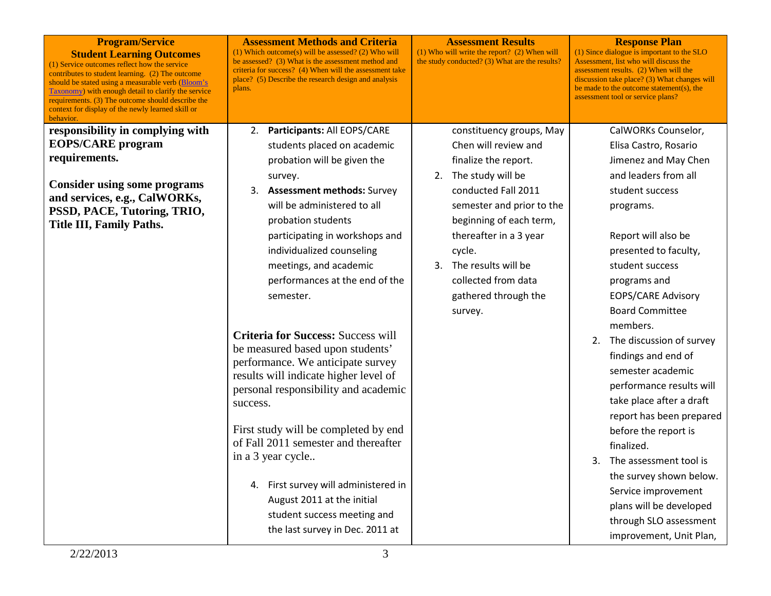| **Program/Service Student Learning Outcomes** (1) Service outcomes reflect how the service contributes to student learning. (2) The outcome should be stated using a measurable verb (Bloom's Taxonomy) with enough detail to clarify the service requirements. (3) The outcome should describe the context for display of the newly learned skill or behavior. | **Assessment Methods and Criteria** (1) Which outcome(s) will be assessed? (2) Who will be assessed? (3) What is the assessment method and criteria for success? (4) When will the assessment take place? (5) Describe the research design and analysis plans. | **Assessment Results** (1) Who will write the report? (2) When will the study conducted? (3) What are the results? | **Response Plan** (1) Since dialogue is important to the SLO Assessment, list who will discuss the assessment results. (2) When will the discussion take place? (3) What changes will be made to the outcome statement(s), the assessment tool or service plans? |
|---|---|---|---|
| **responsibility in complying with EOPS/CARE program requirements.**<br><br>**Consider using some programs and services, e.g., CalWORKs, PSSD, PACE, Tutoring, TRIO, Title III, Family Paths.** | 2. **Participants:** All EOPS/CARE students placed on academic probation will be given the survey.<br>3. **Assessment methods:** Survey will be administered to all probation students participating in workshops and individualized counseling meetings, and academic performances at the end of the semester.<br><br>**Criteria for Success:** Success will be measured based upon students' performance. We anticipate survey results will indicate higher level of personal responsibility and academic success.<br><br>First study will be completed by end of Fall 2011 semester and thereafter in a 3 year cycle..<br><br>4. First survey will administered in August 2011 at the initial student success meeting and the last survey in Dec. 2011 at | constituency groups, May Chen will review and finalize the report.<br>2. The study will be conducted Fall 2011 semester and prior to the beginning of each term, thereafter in a 3 year cycle.<br>3. The results will be collected from data gathered through the survey. | CalWORKs Counselor, Elisa Castro, Rosario Jimenez and May Chen and leaders from all student success programs.<br><br>Report will also be presented to faculty, student success programs and EOPS/CARE Advisory Board Committee members.<br>2. The discussion of survey findings and end of semester academic performance results will take place after a draft report has been prepared before the report is finalized.<br>3. The assessment tool is the survey shown below. Service improvement plans will be developed through SLO assessment improvement, Unit Plan, |

2/22/2013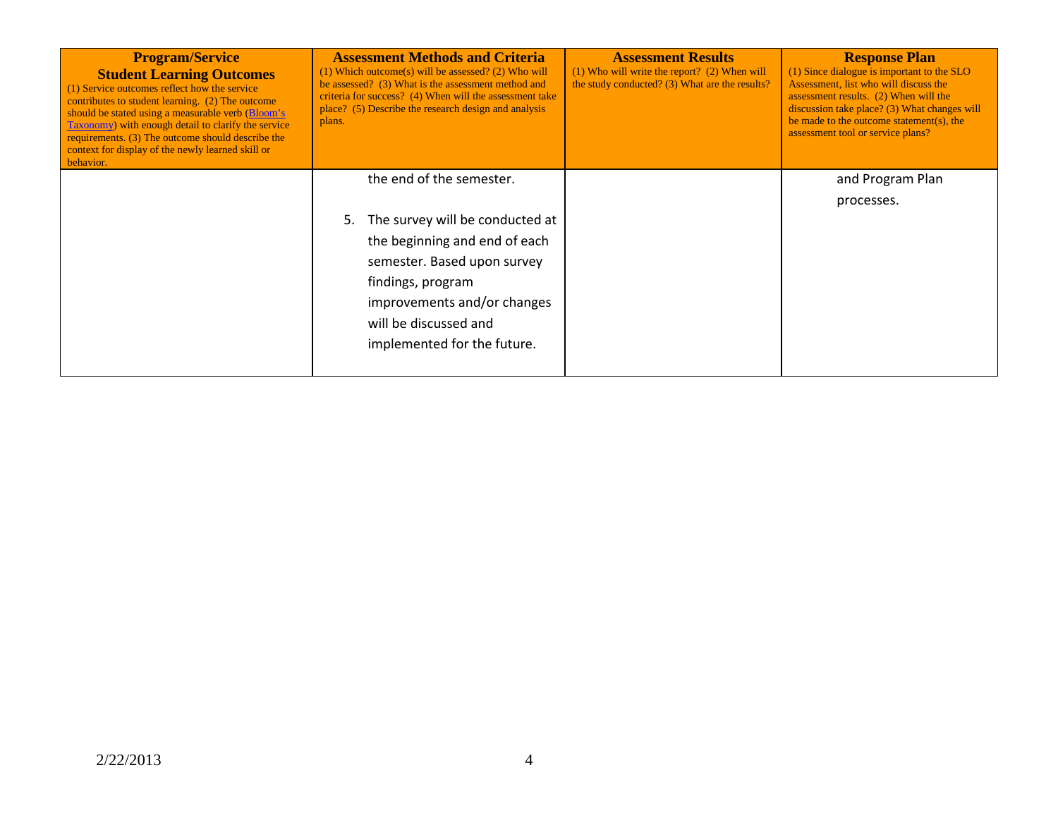| **Program/Service Student Learning Outcomes** (1) Service outcomes reflect how the service contributes to student learning. (2) The outcome should be stated using a measurable verb (Bloom's Taxonomy) with enough detail to clarify the service requirements. (3) The outcome should describe the context for display of the newly learned skill or behavior. | **Assessment Methods and Criteria** (1) Which outcome(s) will be assessed? (2) Who will be assessed? (3) What is the assessment method and criteria for success? (4) When will the assessment take place? (5) Describe the research design and analysis plans. | **Assessment Results** (1) Who will write the report? (2) When will the study conducted? (3) What are the results? | **Response Plan** (1) Since dialogue is important to the SLO Assessment, list who will discuss the assessment results. (2) When will the discussion take place? (3) What changes will be made to the outcome statement(s), the assessment tool or service plans? |
|---|---|---|---|
| | the end of the semester.<br><br>5. The survey will be conducted at the beginning and end of each semester. Based upon survey findings, program improvements and/or changes will be discussed and implemented for the future. | | and Program Plan processes. |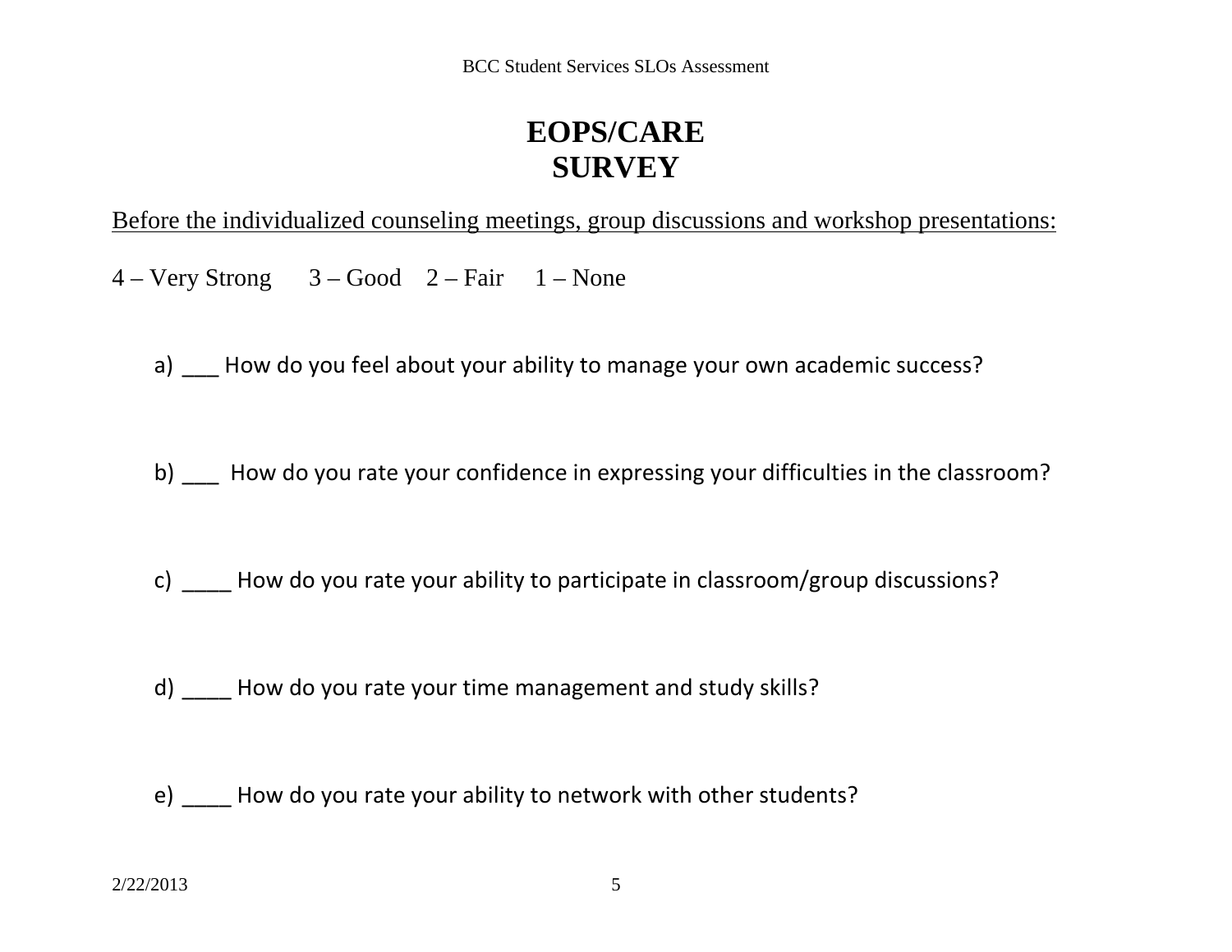# EOPS/CARE SURVEY

Before the individualized counseling meetings, group discussions and workshop presentations:

4 – Very Strong 3 – Good 2 – Fair 1 – None

a) ___ How do you feel about your ability to manage your own academic success?

b) ___ How do you rate your confidence in expressing your difficulties in the classroom?

c) ____ How do you rate your ability to participate in classroom/group discussions?

d) ____ How do you rate your time management and study skills?

e) ____ How do you rate your ability to network with other students?